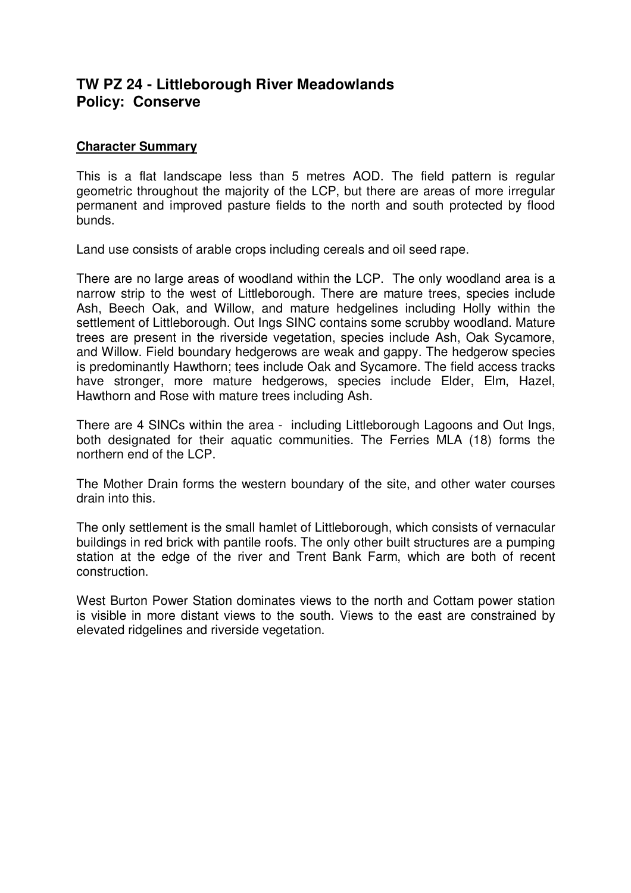## TW PZ 24 - Littleborough River Meadowlands
## Policy: Conserve

**Character Summary**

This is a flat landscape less than 5 metres AOD. The field pattern is regular geometric throughout the majority of the LCP, but there are areas of more irregular permanent and improved pasture fields to the north and south protected by flood bunds.

Land use consists of arable crops including cereals and oil seed rape.

There are no large areas of woodland within the LCP. The only woodland area is a narrow strip to the west of Littleborough. There are mature trees, species include Ash, Beech Oak, and Willow, and mature hedgelines including Holly within the settlement of Littleborough. Out Ings SINC contains some scrubby woodland. Mature trees are present in the riverside vegetation, species include Ash, Oak Sycamore, and Willow. Field boundary hedgerows are weak and gappy. The hedgerow species is predominantly Hawthorn; tees include Oak and Sycamore. The field access tracks have stronger, more mature hedgerows, species include Elder, Elm, Hazel, Hawthorn and Rose with mature trees including Ash.

There are 4 SINCs within the area - including Littleborough Lagoons and Out Ings, both designated for their aquatic communities. The Ferries MLA (18) forms the northern end of the LCP.

The Mother Drain forms the western boundary of the site, and other water courses drain into this.

The only settlement is the small hamlet of Littleborough, which consists of vernacular buildings in red brick with pantile roofs. The only other built structures are a pumping station at the edge of the river and Trent Bank Farm, which are both of recent construction.

West Burton Power Station dominates views to the north and Cottam power station is visible in more distant views to the south. Views to the east are constrained by elevated ridgelines and riverside vegetation.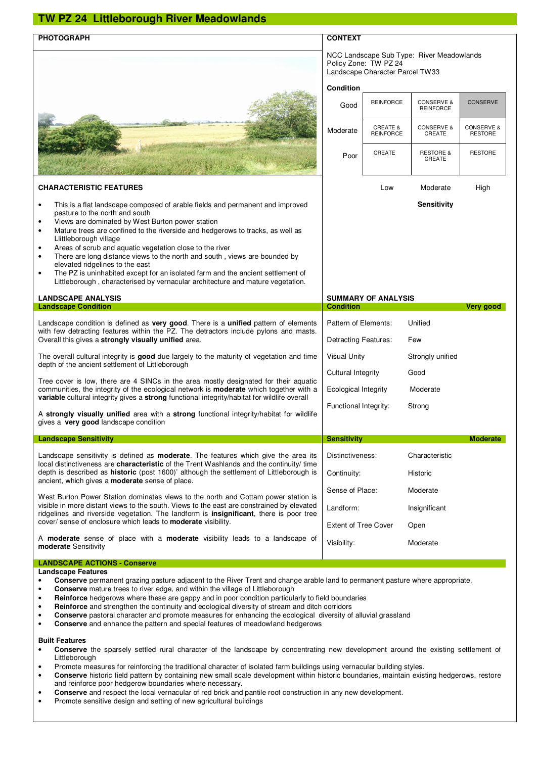# TW PZ 24 Littleborough River Meadowlands

## PHOTOGRAPH

## CONTEXT

NCC Landscape Sub Type: River Meadowlands
Policy Zone: TW PZ 24
Landscape Character Parcel TW33

**Condition**

| | | | |
|---|---|---|---|
| Good | REINFORCE | CONSERVE & REINFORCE | CONSERVE |
| Moderate | CREATE & REINFORCE | CONSERVE & CREATE | CONSERVE & RESTORE |
| Poor | CREATE | RESTORE & CREATE | RESTORE |
| | Low | Moderate | High |

**Sensitivity**

## CHARACTERISTIC FEATURES

- This is a flat landscape composed of arable fields and permanent and improved pasture to the north and south
- Views are dominated by West Burton power station
- Mature trees are confined to the riverside and hedgerows to tracks, as well as Llittleborough village
- Areas of scrub and aquatic vegetation close to the river
- There are long distance views to the north and south , views are bounded by elevated ridgelines to the east
- The PZ is uninhabited except for an isolated farm and the ancient settlement of Littleborough , characterised by vernacular architecture and mature vegetation.

## LANDSCAPE ANALYSIS

### Landscape Condition

Landscape condition is defined as **very good**. There is a **unified** pattern of elements with few detracting features within the PZ. The detractors include pylons and masts. Overall this gives a **strongly visually unified** area.

The overall cultural integrity is **good** due largely to the maturity of vegetation and time depth of the ancient settlement of Littleborough

Tree cover is low, there are 4 SINCs in the area mostly designated for their aquatic communities, the integrity of the ecological network is **moderate** which together with a **variable** cultural integrity gives a **strong** functional integrity/habitat for wildlife overall

A **strongly visually unified** area with a **strong** functional integrity/habitat for wildlife gives a **very good** landscape condition

## SUMMARY OF ANALYSIS

**Condition** — **Very good**

| | |
|---|---|
| Pattern of Elements: | Unified |
| Detracting Features: | Few |
| Visual Unity | Strongly unified |
| Cultural Integrity | Good |
| Ecological Integrity | Moderate |
| Functional Integrity: | Strong |

### Landscape Sensitivity

Landscape sensitivity is defined as **moderate**. The features which give the area its local distinctiveness are **characteristic** of the Trent Washlands and the continuity/ time depth is described as **historic** (post 1600)' although the settlement of Littleborough is ancient, which gives a **moderate** sense of place.

West Burton Power Station dominates views to the north and Cottam power station is visible in more distant views to the south. Views to the east are constrained by elevated ridgelines and riverside vegetation. The landform is **insignificant**, there is poor tree cover/ sense of enclosure which leads to **moderate** visibility.

A **moderate** sense of place with a **moderate** visibility leads to a landscape of **moderate** Sensitivity

**Sensitivity** — **Moderate**

| | |
|---|---|
| Distinctiveness: | Characteristic |
| Continuity: | Historic |
| Sense of Place: | Moderate |
| Landform: | Insignificant |
| Extent of Tree Cover | Open |
| Visibility: | Moderate |

## LANDSCAPE ACTIONS - Conserve

**Landscape Features**

- **Conserve** permanent grazing pasture adjacent to the River Trent and change arable land to permanent pasture where appropriate.
- **Conserve** mature trees to river edge, and within the village of Littleborough
- **Reinforce** hedgerows where these are gappy and in poor condition particularly to field boundaries
- **Reinforce** and strengthen the continuity and ecological diversity of stream and ditch corridors
- **Conserve** pastoral character and promote measures for enhancing the ecological diversity of alluvial grassland
- **Conserve** and enhance the pattern and special features of meadowland hedgerows

**Built Features**

- **Conserve** the sparsely settled rural character of the landscape by concentrating new development around the existing settlement of Littleborough
- Promote measures for reinforcing the traditional character of isolated farm buildings using vernacular building styles.
- **Conserve** historic field pattern by containing new small scale development within historic boundaries, maintain existing hedgerows, restore and reinforce poor hedgerow boundaries where necessary.
- **Conserve** and respect the local vernacular of red brick and pantile roof construction in any new development.
- Promote sensitive design and setting of new agricultural buildings